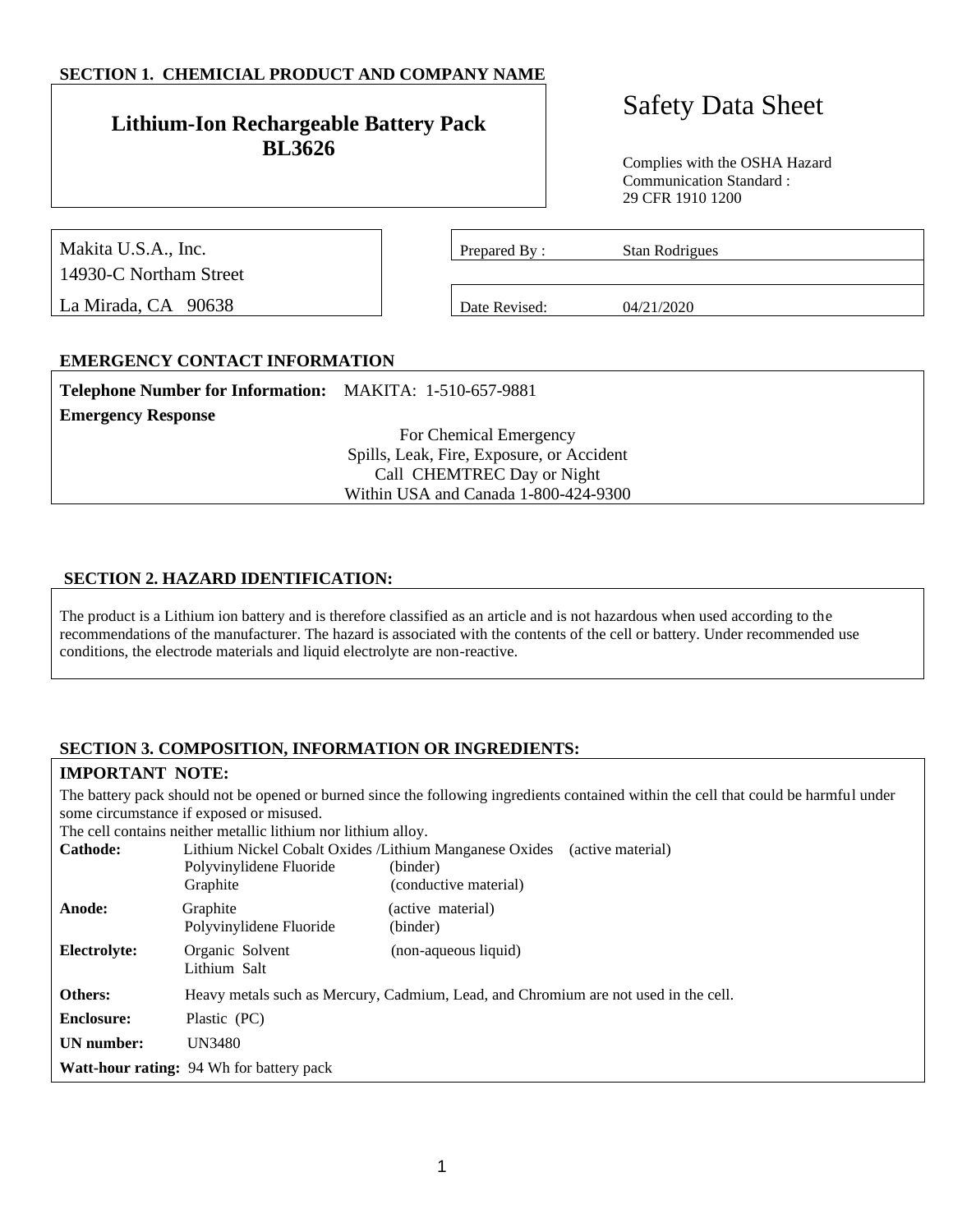## SECTION 1. CHEMICAL PRODUCT AND COMPANY NAME

**Lithium-Ion Rechargeable Battery Pack**
**BL3626**

# Safety Data Sheet

Complies with the OSHA Hazard Communication Standard : 29 CFR 1910 1200

Makita U.S.A., Inc.
14930-C Northam Street
La Mirada, CA 90638

| | |
|---|---|
| Prepared By : | Stan Rodrigues |
| Date Revised: | 04/21/2020 |

## EMERGENCY CONTACT INFORMATION

**Telephone Number for Information:** MAKITA: 1-510-657-9881

**Emergency Response**

For Chemical Emergency
Spills, Leak, Fire, Exposure, or Accident
Call CHEMTREC Day or Night
Within USA and Canada 1-800-424-9300

## SECTION 2. HAZARD IDENTIFICATION:

The product is a Lithium ion battery and is therefore classified as an article and is not hazardous when used according to the recommendations of the manufacturer. The hazard is associated with the contents of the cell or battery. Under recommended use conditions, the electrode materials and liquid electrolyte are non-reactive.

## SECTION 3. COMPOSITION, INFORMATION OR INGREDIENTS:

**IMPORTANT NOTE:**

The battery pack should not be opened or burned since the following ingredients contained within the cell that could be harmful under some circumstance if exposed or misused.
The cell contains neither metallic lithium nor lithium alloy.

| | | |
|---|---|---|
| **Cathode:** | Lithium Nickel Cobalt Oxides /Lithium Manganese Oxides | (active material) |
| | Polyvinylidene Fluoride | (binder) |
| | Graphite | (conductive material) |
| **Anode:** | Graphite | (active material) |
| | Polyvinylidene Fluoride | (binder) |
| **Electrolyte:** | Organic Solvent | (non-aqueous liquid) |
| | Lithium Salt | |
| **Others:** | Heavy metals such as Mercury, Cadmium, Lead, and Chromium are not used in the cell. | |
| **Enclosure:** | Plastic (PC) | |
| **UN number:** | UN3480 | |

**Watt-hour rating:** 94 Wh for battery pack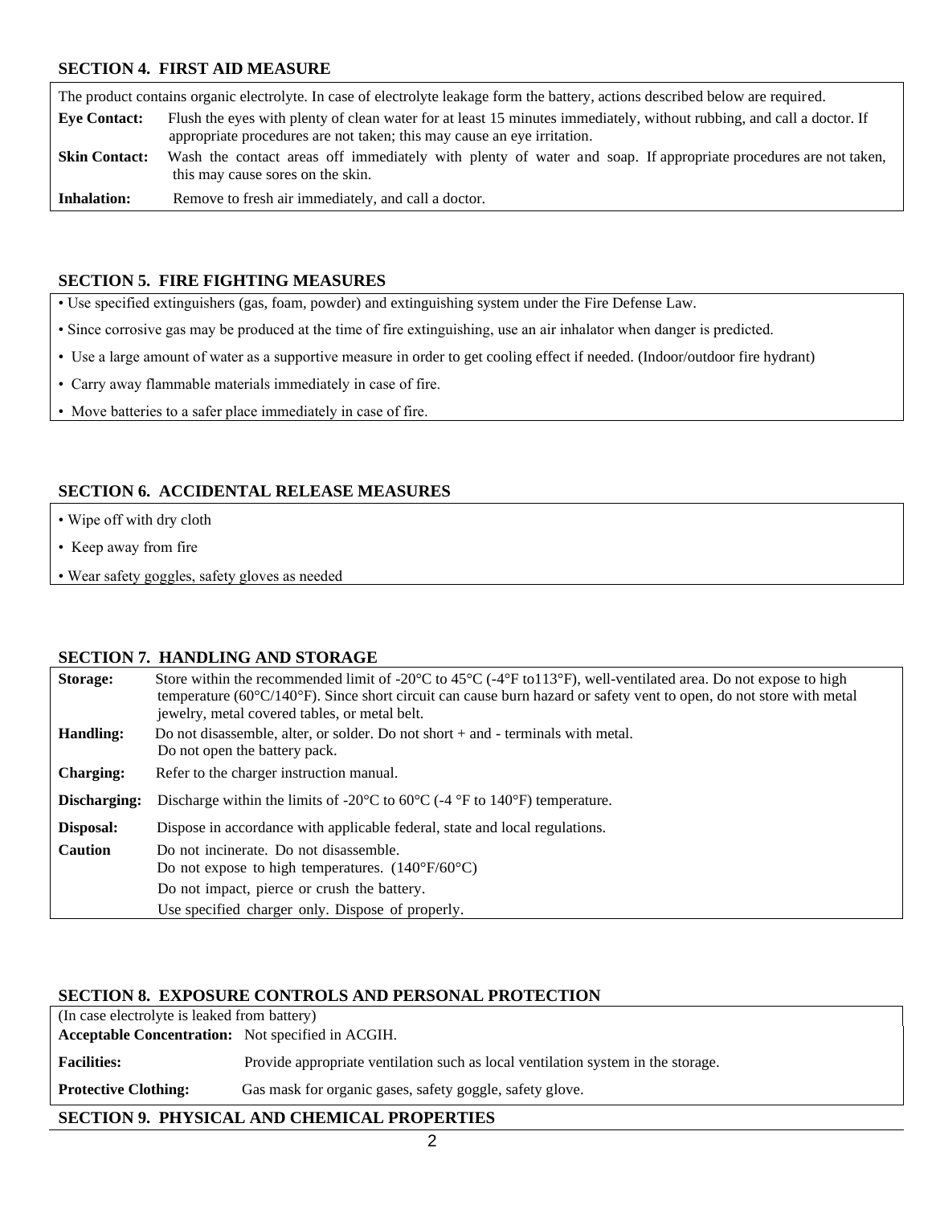## SECTION 4. FIRST AID MEASURE

The product contains organic electrolyte. In case of electrolyte leakage form the battery, actions described below are required.

**Eye Contact:** Flush the eyes with plenty of clean water for at least 15 minutes immediately, without rubbing, and call a doctor. If appropriate procedures are not taken; this may cause an eye irritation.

**Skin Contact:** Wash the contact areas off immediately with plenty of water and soap. If appropriate procedures are not taken, this may cause sores on the skin.

**Inhalation:** Remove to fresh air immediately, and call a doctor.

## SECTION 5. FIRE FIGHTING MEASURES

- Use specified extinguishers (gas, foam, powder) and extinguishing system under the Fire Defense Law.
- Since corrosive gas may be produced at the time of fire extinguishing, use an air inhalator when danger is predicted.
- Use a large amount of water as a supportive measure in order to get cooling effect if needed. (Indoor/outdoor fire hydrant)
- Carry away flammable materials immediately in case of fire.
- Move batteries to a safer place immediately in case of fire.

## SECTION 6. ACCIDENTAL RELEASE MEASURES

- Wipe off with dry cloth
- Keep away from fire
- Wear safety goggles, safety gloves as needed

## SECTION 7. HANDLING AND STORAGE

**Storage:** Store within the recommended limit of -20°C to 45°C (-4°F to113°F), well-ventilated area. Do not expose to high temperature (60°C/140°F). Since short circuit can cause burn hazard or safety vent to open, do not store with metal jewelry, metal covered tables, or metal belt.

**Handling:** Do not disassemble, alter, or solder. Do not short + and - terminals with metal.
Do not open the battery pack.

**Charging:** Refer to the charger instruction manual.

**Discharging:** Discharge within the limits of -20°C to 60°C (-4 °F to 140°F) temperature.

**Disposal:** Dispose in accordance with applicable federal, state and local regulations.

**Caution** Do not incinerate. Do not disassemble.
Do not expose to high temperatures. (140°F/60°C)
Do not impact, pierce or crush the battery.
Use specified charger only. Dispose of properly.

## SECTION 8. EXPOSURE CONTROLS AND PERSONAL PROTECTION

(In case electrolyte is leaked from battery)

**Acceptable Concentration:** Not specified in ACGIH.

**Facilities:** Provide appropriate ventilation such as local ventilation system in the storage.

**Protective Clothing:** Gas mask for organic gases, safety goggle, safety glove.

## SECTION 9. PHYSICAL AND CHEMICAL PROPERTIES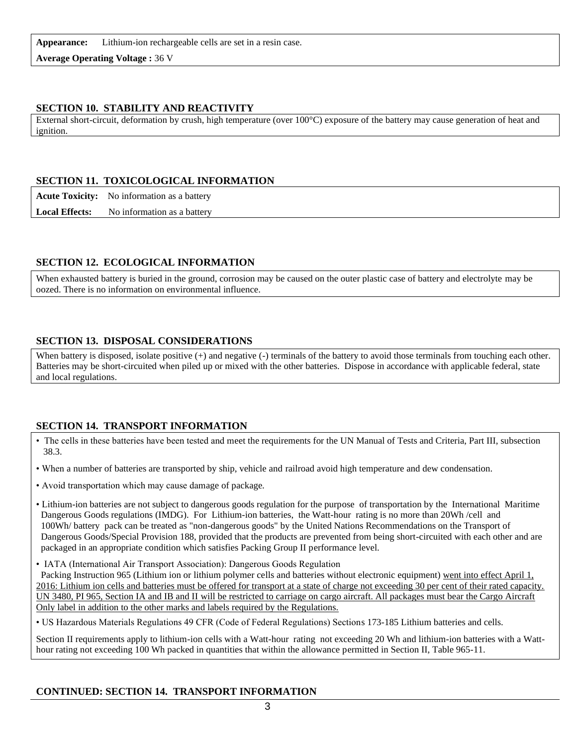**Appearance:** Lithium-ion rechargeable cells are set in a resin case.

**Average Operating Voltage :** 36 V

## SECTION 10. STABILITY AND REACTIVITY

External short-circuit, deformation by crush, high temperature (over 100°C) exposure of the battery may cause generation of heat and ignition.

## SECTION 11. TOXICOLOGICAL INFORMATION

**Acute Toxicity:** No information as a battery

**Local Effects:** No information as a battery

## SECTION 12. ECOLOGICAL INFORMATION

When exhausted battery is buried in the ground, corrosion may be caused on the outer plastic case of battery and electrolyte may be oozed. There is no information on environmental influence.

## SECTION 13. DISPOSAL CONSIDERATIONS

When battery is disposed, isolate positive (+) and negative (-) terminals of the battery to avoid those terminals from touching each other. Batteries may be short-circuited when piled up or mixed with the other batteries. Dispose in accordance with applicable federal, state and local regulations.

## SECTION 14. TRANSPORT INFORMATION

- The cells in these batteries have been tested and meet the requirements for the UN Manual of Tests and Criteria, Part III, subsection 38.3.
- When a number of batteries are transported by ship, vehicle and railroad avoid high temperature and dew condensation.
- Avoid transportation which may cause damage of package.
- Lithium-ion batteries are not subject to dangerous goods regulation for the purpose of transportation by the International Maritime Dangerous Goods regulations (IMDG). For Lithium-ion batteries, the Watt-hour rating is no more than 20Wh /cell and 100Wh/ battery pack can be treated as "non-dangerous goods" by the United Nations Recommendations on the Transport of Dangerous Goods/Special Provision 188, provided that the products are prevented from being short-circuited with each other and are packaged in an appropriate condition which satisfies Packing Group II performance level.
- IATA (International Air Transport Association): Dangerous Goods Regulation
  Packing Instruction 965 (Lithium ion or lithium polymer cells and batteries without electronic equipment) went into effect April 1, 2016: Lithium ion cells and batteries must be offered for transport at a state of charge not exceeding 30 per cent of their rated capacity. UN 3480, PI 965, Section IA and IB and II will be restricted to carriage on cargo aircraft. All packages must bear the Cargo Aircraft Only label in addition to the other marks and labels required by the Regulations.
- US Hazardous Materials Regulations 49 CFR (Code of Federal Regulations) Sections 173-185 Lithium batteries and cells.

Section II requirements apply to lithium-ion cells with a Watt-hour rating not exceeding 20 Wh and lithium-ion batteries with a Watt-hour rating not exceeding 100 Wh packed in quantities that within the allowance permitted in Section II, Table 965-11.

## CONTINUED: SECTION 14. TRANSPORT INFORMATION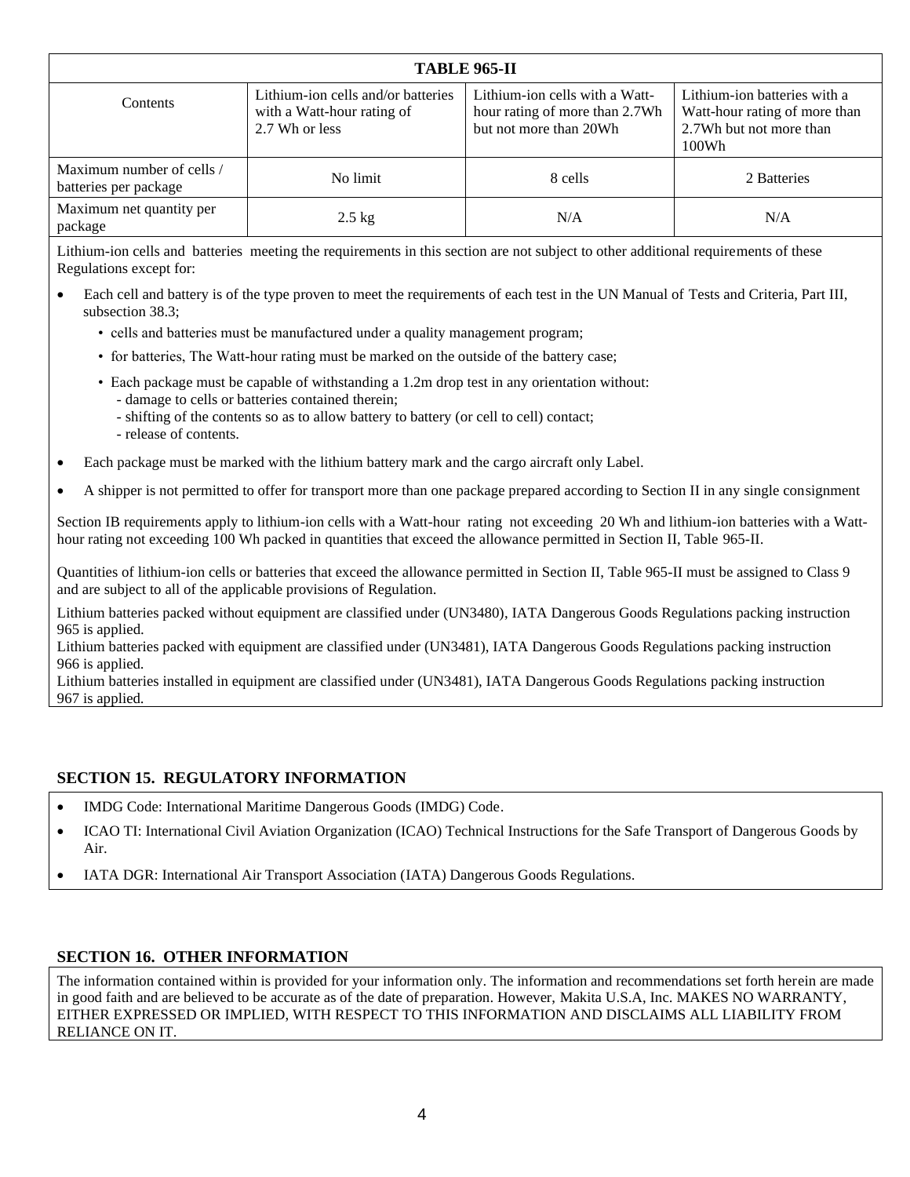| TABLE 965-II | | | |
|---|---|---|---|
| Contents | Lithium-ion cells and/or batteries with a Watt-hour rating of 2.7 Wh or less | Lithium-ion cells with a Watt-hour rating of more than 2.7Wh but not more than 20Wh | Lithium-ion batteries with a Watt-hour rating of more than 2.7Wh but not more than 100Wh |
| Maximum number of cells / batteries per package | No limit | 8 cells | 2 Batteries |
| Maximum net quantity per package | 2.5 kg | N/A | N/A |

Lithium-ion cells and batteries meeting the requirements in this section are not subject to other additional requirements of these Regulations except for:

- Each cell and battery is of the type proven to meet the requirements of each test in the UN Manual of Tests and Criteria, Part III, subsection 38.3;
  - cells and batteries must be manufactured under a quality management program;
  - for batteries, The Watt-hour rating must be marked on the outside of the battery case;
  - Each package must be capable of withstanding a 1.2m drop test in any orientation without:
    - damage to cells or batteries contained therein;
    - shifting of the contents so as to allow battery to battery (or cell to cell) contact;
    - release of contents.
- Each package must be marked with the lithium battery mark and the cargo aircraft only Label.
- A shipper is not permitted to offer for transport more than one package prepared according to Section II in any single consignment

Section IB requirements apply to lithium-ion cells with a Watt-hour rating not exceeding 20 Wh and lithium-ion batteries with a Watt-hour rating not exceeding 100 Wh packed in quantities that exceed the allowance permitted in Section II, Table 965-II.

Quantities of lithium-ion cells or batteries that exceed the allowance permitted in Section II, Table 965-II must be assigned to Class 9 and are subject to all of the applicable provisions of Regulation.

Lithium batteries packed without equipment are classified under (UN3480), IATA Dangerous Goods Regulations packing instruction 965 is applied.
Lithium batteries packed with equipment are classified under (UN3481), IATA Dangerous Goods Regulations packing instruction 966 is applied.
Lithium batteries installed in equipment are classified under (UN3481), IATA Dangerous Goods Regulations packing instruction 967 is applied.

## SECTION 15. REGULATORY INFORMATION

- IMDG Code: International Maritime Dangerous Goods (IMDG) Code.
- ICAO TI: International Civil Aviation Organization (ICAO) Technical Instructions for the Safe Transport of Dangerous Goods by Air.
- IATA DGR: International Air Transport Association (IATA) Dangerous Goods Regulations.

## SECTION 16. OTHER INFORMATION

The information contained within is provided for your information only. The information and recommendations set forth herein are made in good faith and are believed to be accurate as of the date of preparation. However, Makita U.S.A, Inc. MAKES NO WARRANTY, EITHER EXPRESSED OR IMPLIED, WITH RESPECT TO THIS INFORMATION AND DISCLAIMS ALL LIABILITY FROM RELIANCE ON IT.